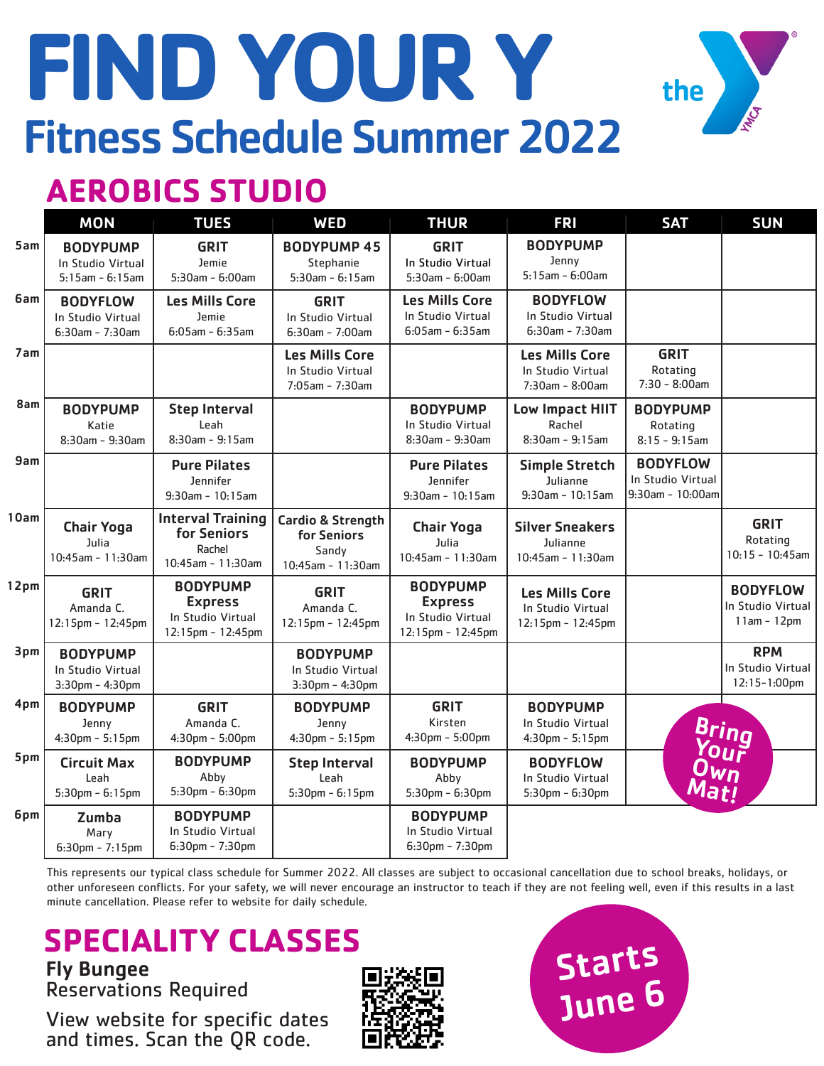# FIND YOUR Y

## Fitness Schedule Summer 2022

the YMCA

## AEROBICS STUDIO

| | MON | TUES | WED | THUR | FRI | SAT | SUN |
|---|---|---|---|---|---|---|---|
| 5am | **BODYPUMP** In Studio Virtual 5:15am - 6:15am | **GRIT** Jemie 5:30am - 6:00am | **BODYPUMP 45** Stephanie 5:30am - 6:15am | **GRIT** In Studio Virtual 5:30am - 6:00am | **BODYPUMP** Jenny 5:15am - 6:00am | | |
| 6am | **BODYFLOW** In Studio Virtual 6:30am - 7:30am | **Les Mills Core** Jemie 6:05am - 6:35am | **GRIT** In Studio Virtual 6:30am - 7:00am | **Les Mills Core** In Studio Virtual 6:05am - 6:35am | **BODYFLOW** In Studio Virtual 6:30am - 7:30am | | |
| 7am | | | **Les Mills Core** In Studio Virtual 7:05am - 7:30am | | **Les Mills Core** In Studio Virtual 7:30am - 8:00am | **GRIT** Rotating 7:30 - 8:00am | |
| 8am | **BODYPUMP** Katie 8:30am - 9:30am | **Step Interval** Leah 8:30am - 9:15am | | **BODYPUMP** In Studio Virtual 8:30am - 9:30am | **Low Impact HIIT** Rachel 8:30am - 9:15am | **BODYPUMP** Rotating 8:15 - 9:15am | |
| 9am | | **Pure Pilates** Jennifer 9:30am - 10:15am | | **Pure Pilates** Jennifer 9:30am - 10:15am | **Simple Stretch** Julianne 9:30am - 10:15am | **BODYFLOW** In Studio Virtual 9:30am - 10:00am | |
| 10am | **Chair Yoga** Julia 10:45am - 11:30am | **Interval Training for Seniors** Rachel 10:45am - 11:30am | **Cardio & Strength for Seniors** Sandy 10:45am - 11:30am | **Chair Yoga** Julia 10:45am - 11:30am | **Silver Sneakers** Julianne 10:45am - 11:30am | | **GRIT** Rotating 10:15 - 10:45am |
| 12pm | **GRIT** Amanda C. 12:15pm - 12:45pm | **BODYPUMP Express** In Studio Virtual 12:15pm - 12:45pm | **GRIT** Amanda C. 12:15pm - 12:45pm | **BODYPUMP Express** In Studio Virtual 12:15pm - 12:45pm | **Les Mills Core** In Studio Virtual 12:15pm - 12:45pm | | **BODYFLOW** In Studio Virtual 11am - 12pm |
| 3pm | **BODYPUMP** In Studio Virtual 3:30pm - 4:30pm | | **BODYPUMP** In Studio Virtual 3:30pm - 4:30pm | | | | **RPM** In Studio Virtual 12:15-1:00pm |
| 4pm | **BODYPUMP** Jenny 4:30pm - 5:15pm | **GRIT** Amanda C. 4:30pm - 5:00pm | **BODYPUMP** Jenny 4:30pm - 5:15pm | **GRIT** Kirsten 4:30pm - 5:00pm | **BODYPUMP** In Studio Virtual 4:30pm - 5:15pm | | |
| 5pm | **Circuit Max** Leah 5:30pm - 6:15pm | **BODYPUMP** Abby 5:30pm - 6:30pm | **Step Interval** Leah 5:30pm - 6:15pm | **BODYPUMP** Abby 5:30pm - 6:30pm | **BODYFLOW** In Studio Virtual 5:30pm - 6:30pm | | |
| 6pm | **Zumba** Mary 6:30pm - 7:15pm | **BODYPUMP** In Studio Virtual 6:30pm - 7:30pm | | **BODYPUMP** In Studio Virtual 6:30pm - 7:30pm | | | |

Bring Your Own Mat!

This represents our typical class schedule for Summer 2022. All classes are subject to occasional cancellation due to school breaks, holidays, or other unforeseen conflicts. For your safety, we will never encourage an instructor to teach if they are not feeling well, even if this results in a last minute cancellation. Please refer to website for daily schedule.

## SPECIALITY CLASSES

**Fly Bungee**
Reservations Required

View website for specific dates and times. Scan the QR code.

Starts June 6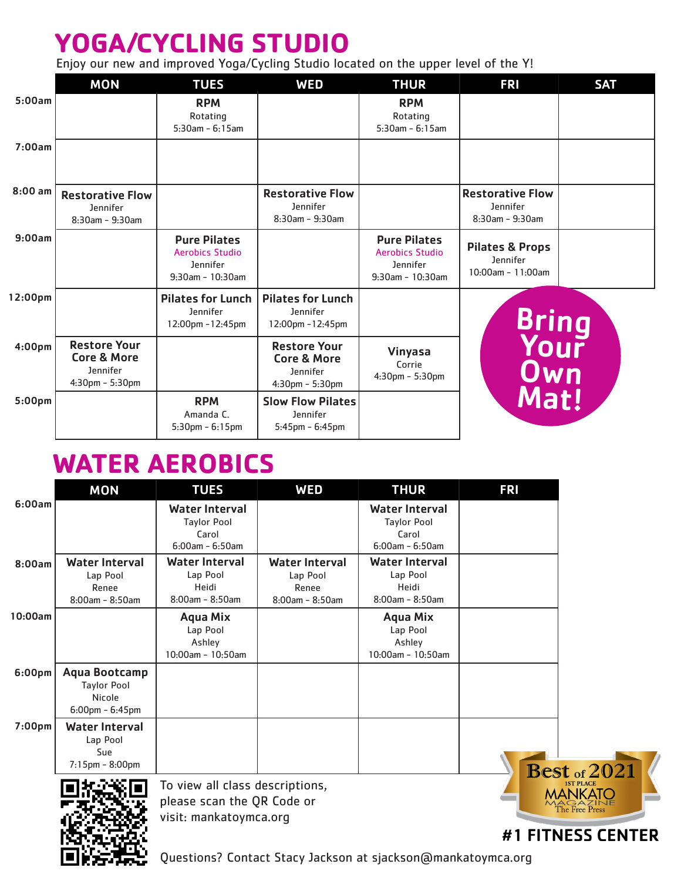# YOGA/CYCLING STUDIO

Enjoy our new and improved Yoga/Cycling Studio located on the upper level of the Y!

| | MON | TUES | WED | THUR | FRI | SAT |
|---|---|---|---|---|---|---|
| 5:00am | | **RPM** Rotating 5:30am - 6:15am | | **RPM** Rotating 5:30am - 6:15am | | |
| 7:00am | | | | | | |
| 8:00 am | **Restorative Flow** Jennifer 8:30am - 9:30am | | **Restorative Flow** Jennifer 8:30am - 9:30am | | **Restorative Flow** Jennifer 8:30am - 9:30am | |
| 9:00am | | **Pure Pilates** Aerobics Studio Jennifer 9:30am - 10:30am | | **Pure Pilates** Aerobics Studio Jennifer 9:30am - 10:30am | **Pilates & Props** Jennifer 10:00am - 11:00am | |
| 12:00pm | | **Pilates for Lunch** Jennifer 12:00pm -12:45pm | **Pilates for Lunch** Jennifer 12:00pm -12:45pm | | | |
| 4:00pm | **Restore Your Core & More** Jennifer 4:30pm - 5:30pm | | **Restore Your Core & More** Jennifer 4:30pm - 5:30pm | **Vinyasa** Corrie 4:30pm - 5:30pm | | |
| 5:00pm | | **RPM** Amanda C. 5:30pm - 6:15pm | **Slow Flow Pilates** Jennifer 5:45pm - 6:45pm | | | |

**Bring Your Own Mat!**

# WATER AEROBICS

| | MON | TUES | WED | THUR | FRI |
|---|---|---|---|---|---|
| 6:00am | | **Water Interval** Taylor Pool Carol 6:00am - 6:50am | | **Water Interval** Taylor Pool Carol 6:00am - 6:50am | |
| 8:00am | **Water Interval** Lap Pool Renee 8:00am - 8:50am | **Water Interval** Lap Pool Heidi 8:00am - 8:50am | **Water Interval** Lap Pool Renee 8:00am - 8:50am | **Water Interval** Lap Pool Heidi 8:00am - 8:50am | |
| 10:00am | | **Aqua Mix** Lap Pool Ashley 10:00am - 10:50am | | **Aqua Mix** Lap Pool Ashley 10:00am - 10:50am | |
| 6:00pm | **Aqua Bootcamp** Taylor Pool Nicole 6:00pm - 6:45pm | | | | |
| 7:00pm | **Water Interval** Lap Pool Sue 7:15pm - 8:00pm | | | | |

To view all class descriptions, please scan the QR Code or visit: mankatoymca.org

Best of 2021 1ST PLACE MANKATO MAGAZINE The Free Press

**#1 FITNESS CENTER**

Questions? Contact Stacy Jackson at sjackson@mankatoymca.org